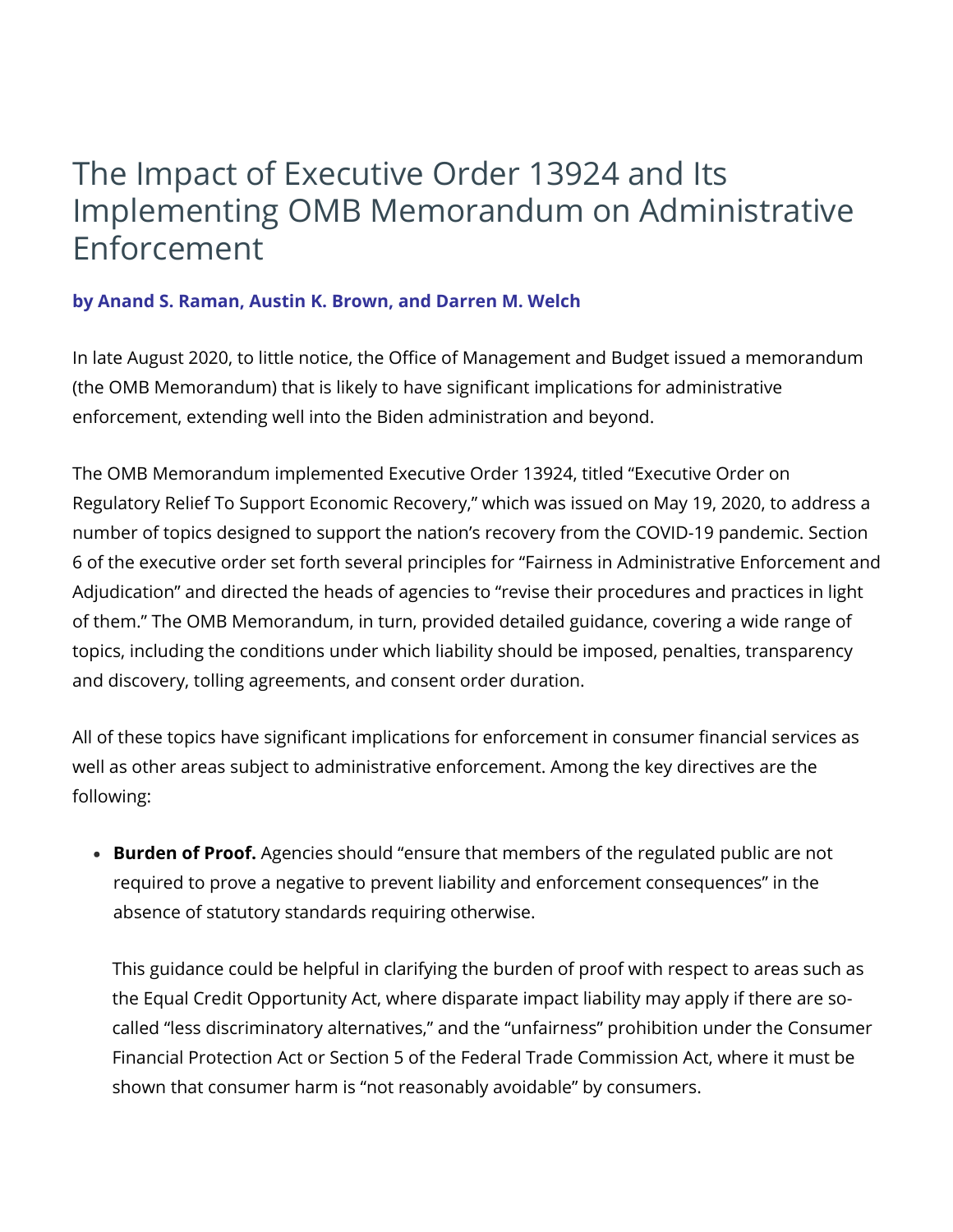# The Impact of Executive Order 13924 and Its Implementing OMB Memorandum on Administrative Enforcement

**by Anand S. Raman, Austin K. Brown, and Darren M. Welch**

In late August 2020, to little notice, the Office of Management and Budget issued a memorandum (the OMB Memorandum) that is likely to have significant implications for administrative enforcement, extending well into the Biden administration and beyond.

The OMB Memorandum implemented Executive Order 13924, titled "Executive Order on Regulatory Relief To Support Economic Recovery," which was issued on May 19, 2020, to address a number of topics designed to support the nation's recovery from the COVID-19 pandemic. Section 6 of the executive order set forth several principles for "Fairness in Administrative Enforcement and Adjudication" and directed the heads of agencies to "revise their procedures and practices in light of them." The OMB Memorandum, in turn, provided detailed guidance, covering a wide range of topics, including the conditions under which liability should be imposed, penalties, transparency and discovery, tolling agreements, and consent order duration.

All of these topics have significant implications for enforcement in consumer financial services as well as other areas subject to administrative enforcement. Among the key directives are the following:

- **Burden of Proof.** Agencies should "ensure that members of the regulated public are not required to prove a negative to prevent liability and enforcement consequences" in the absence of statutory standards requiring otherwise.

  This guidance could be helpful in clarifying the burden of proof with respect to areas such as the Equal Credit Opportunity Act, where disparate impact liability may apply if there are so-called "less discriminatory alternatives," and the "unfairness" prohibition under the Consumer Financial Protection Act or Section 5 of the Federal Trade Commission Act, where it must be shown that consumer harm is "not reasonably avoidable" by consumers.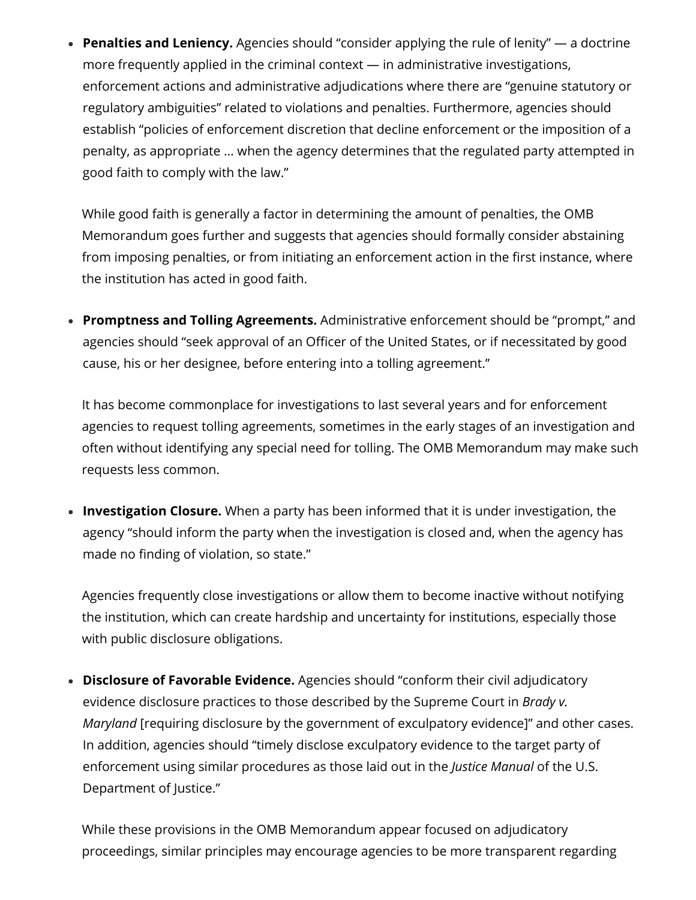- **Penalties and Leniency.** Agencies should "consider applying the rule of lenity" — a doctrine more frequently applied in the criminal context — in administrative investigations, enforcement actions and administrative adjudications where there are "genuine statutory or regulatory ambiguities" related to violations and penalties. Furthermore, agencies should establish "policies of enforcement discretion that decline enforcement or the imposition of a penalty, as appropriate … when the agency determines that the regulated party attempted in good faith to comply with the law."

  While good faith is generally a factor in determining the amount of penalties, the OMB Memorandum goes further and suggests that agencies should formally consider abstaining from imposing penalties, or from initiating an enforcement action in the first instance, where the institution has acted in good faith.

- **Promptness and Tolling Agreements.** Administrative enforcement should be "prompt," and agencies should "seek approval of an Officer of the United States, or if necessitated by good cause, his or her designee, before entering into a tolling agreement."

  It has become commonplace for investigations to last several years and for enforcement agencies to request tolling agreements, sometimes in the early stages of an investigation and often without identifying any special need for tolling. The OMB Memorandum may make such requests less common.

- **Investigation Closure.** When a party has been informed that it is under investigation, the agency "should inform the party when the investigation is closed and, when the agency has made no finding of violation, so state."

  Agencies frequently close investigations or allow them to become inactive without notifying the institution, which can create hardship and uncertainty for institutions, especially those with public disclosure obligations.

- **Disclosure of Favorable Evidence.** Agencies should "conform their civil adjudicatory evidence disclosure practices to those described by the Supreme Court in *Brady v. Maryland* [requiring disclosure by the government of exculpatory evidence]" and other cases. In addition, agencies should "timely disclose exculpatory evidence to the target party of enforcement using similar procedures as those laid out in the *Justice Manual* of the U.S. Department of Justice."

  While these provisions in the OMB Memorandum appear focused on adjudicatory proceedings, similar principles may encourage agencies to be more transparent regarding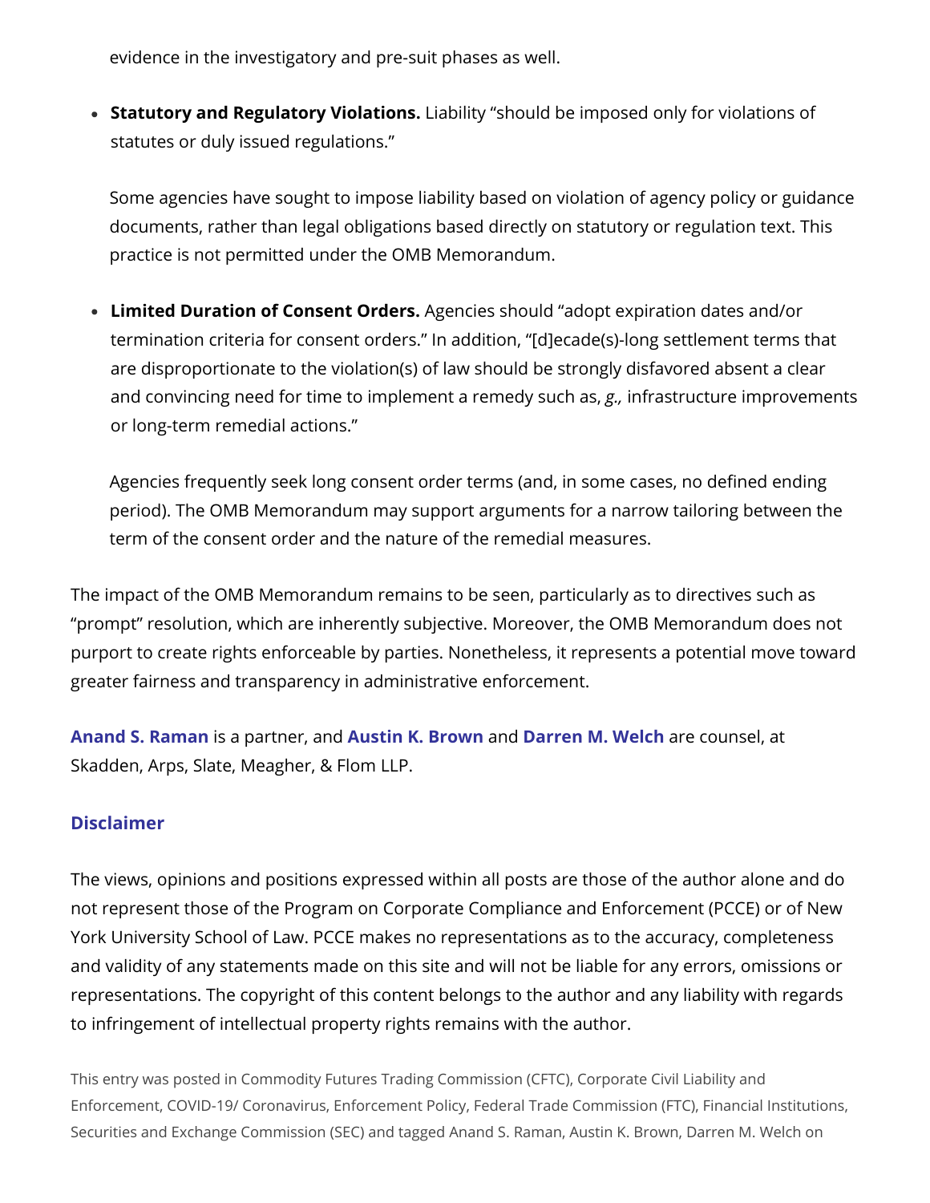evidence in the investigatory and pre-suit phases as well.

- **Statutory and Regulatory Violations.** Liability "should be imposed only for violations of statutes or duly issued regulations."

  Some agencies have sought to impose liability based on violation of agency policy or guidance documents, rather than legal obligations based directly on statutory or regulation text. This practice is not permitted under the OMB Memorandum.

- **Limited Duration of Consent Orders.** Agencies should "adopt expiration dates and/or termination criteria for consent orders." In addition, "[d]ecade(s)-long settlement terms that are disproportionate to the violation(s) of law should be strongly disfavored absent a clear and convincing need for time to implement a remedy such as, *g.,* infrastructure improvements or long-term remedial actions."

  Agencies frequently seek long consent order terms (and, in some cases, no defined ending period). The OMB Memorandum may support arguments for a narrow tailoring between the term of the consent order and the nature of the remedial measures.

The impact of the OMB Memorandum remains to be seen, particularly as to directives such as "prompt" resolution, which are inherently subjective. Moreover, the OMB Memorandum does not purport to create rights enforceable by parties. Nonetheless, it represents a potential move toward greater fairness and transparency in administrative enforcement.

**Anand S. Raman** is a partner, and **Austin K. Brown** and **Darren M. Welch** are counsel, at Skadden, Arps, Slate, Meagher, & Flom LLP.

### Disclaimer

The views, opinions and positions expressed within all posts are those of the author alone and do not represent those of the Program on Corporate Compliance and Enforcement (PCCE) or of New York University School of Law. PCCE makes no representations as to the accuracy, completeness and validity of any statements made on this site and will not be liable for any errors, omissions or representations. The copyright of this content belongs to the author and any liability with regards to infringement of intellectual property rights remains with the author.

This entry was posted in Commodity Futures Trading Commission (CFTC), Corporate Civil Liability and Enforcement, COVID-19/ Coronavirus, Enforcement Policy, Federal Trade Commission (FTC), Financial Institutions, Securities and Exchange Commission (SEC) and tagged Anand S. Raman, Austin K. Brown, Darren M. Welch on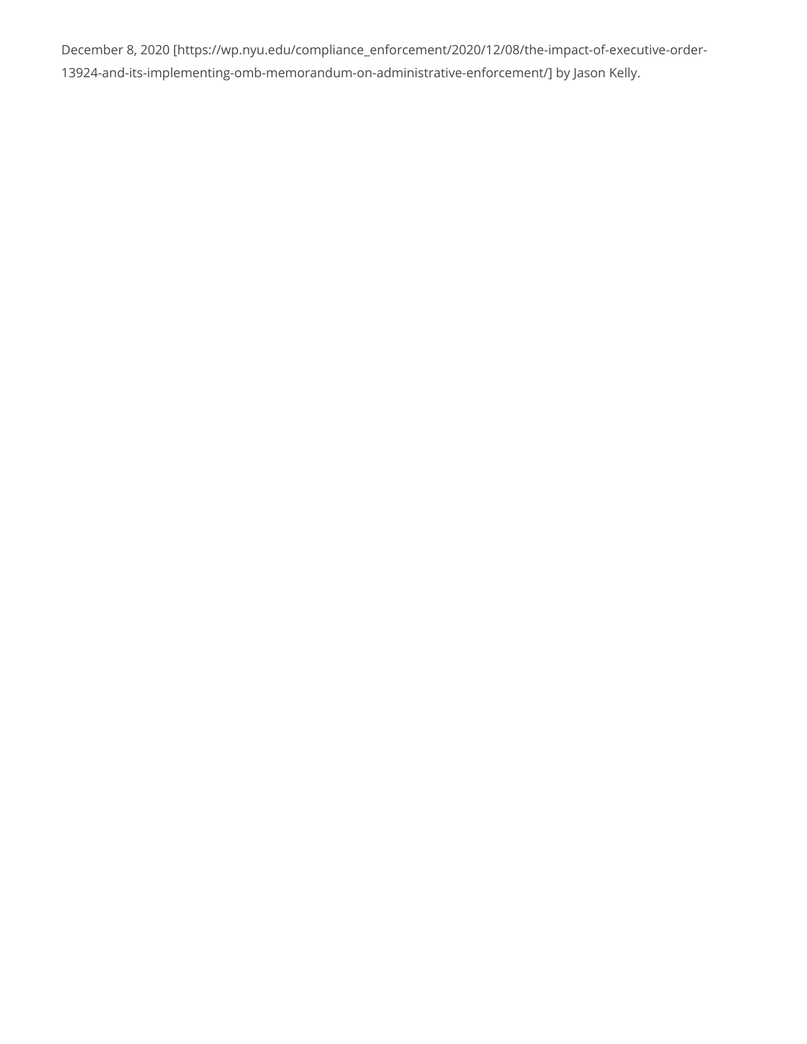December 8, 2020 [https://wp.nyu.edu/compliance_enforcement/2020/12/08/the-impact-of-executive-order-13924-and-its-implementing-omb-memorandum-on-administrative-enforcement/] by Jason Kelly.